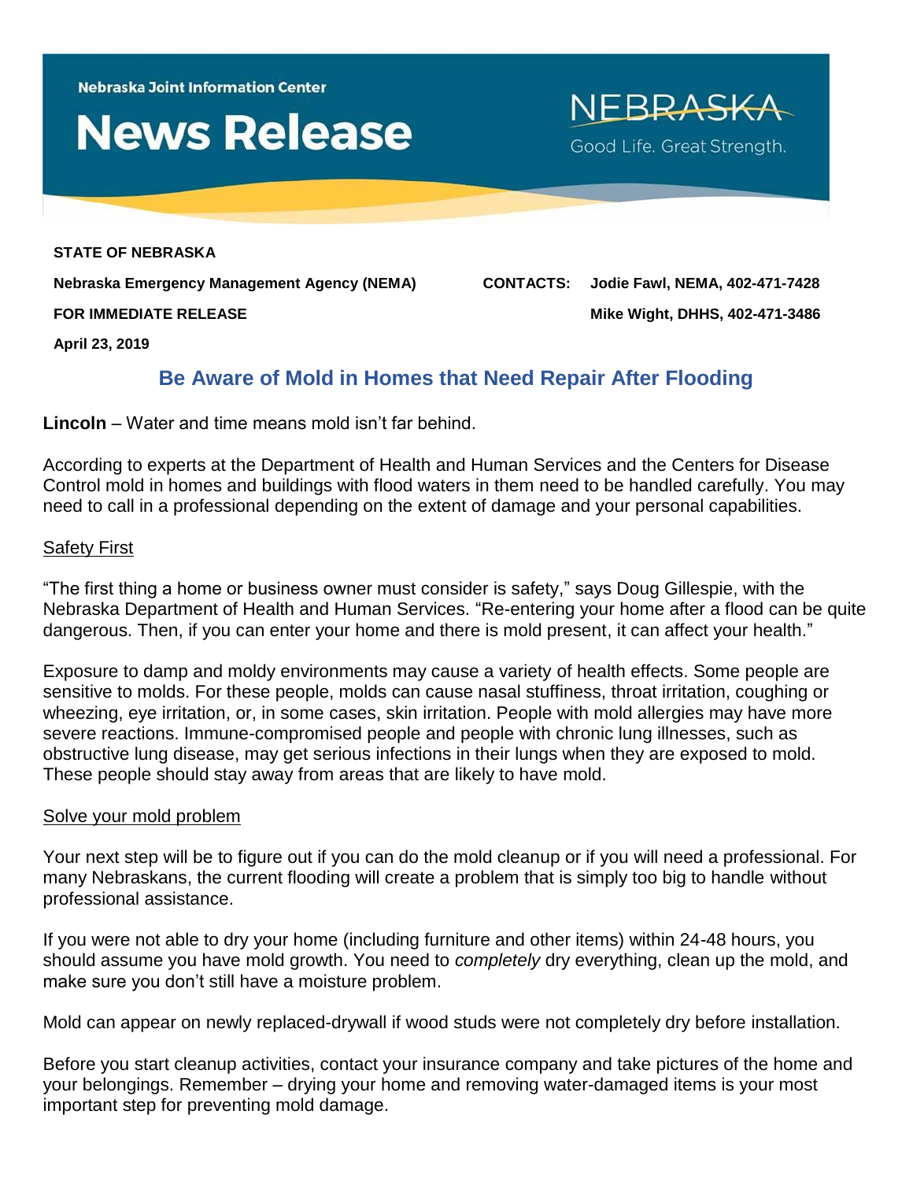Nebraska Joint Information Center

# News Release

NEBRASKA
Good Life. Great Strength.

**STATE OF NEBRASKA**

**Nebraska Emergency Management Agency (NEMA)**

**FOR IMMEDIATE RELEASE**

**April 23, 2019**

**CONTACTS: Jodie Fawl, NEMA, 402-471-7428**

**Mike Wight, DHHS, 402-471-3486**

## Be Aware of Mold in Homes that Need Repair After Flooding

**Lincoln** – Water and time means mold isn't far behind.

According to experts at the Department of Health and Human Services and the Centers for Disease Control mold in homes and buildings with flood waters in them need to be handled carefully. You may need to call in a professional depending on the extent of damage and your personal capabilities.

### Safety First

"The first thing a home or business owner must consider is safety," says Doug Gillespie, with the Nebraska Department of Health and Human Services. "Re-entering your home after a flood can be quite dangerous. Then, if you can enter your home and there is mold present, it can affect your health."

Exposure to damp and moldy environments may cause a variety of health effects. Some people are sensitive to molds. For these people, molds can cause nasal stuffiness, throat irritation, coughing or wheezing, eye irritation, or, in some cases, skin irritation. People with mold allergies may have more severe reactions. Immune-compromised people and people with chronic lung illnesses, such as obstructive lung disease, may get serious infections in their lungs when they are exposed to mold. These people should stay away from areas that are likely to have mold.

### Solve your mold problem

Your next step will be to figure out if you can do the mold cleanup or if you will need a professional. For many Nebraskans, the current flooding will create a problem that is simply too big to handle without professional assistance.

If you were not able to dry your home (including furniture and other items) within 24-48 hours, you should assume you have mold growth. You need to *completely* dry everything, clean up the mold, and make sure you don't still have a moisture problem.

Mold can appear on newly replaced-drywall if wood studs were not completely dry before installation.

Before you start cleanup activities, contact your insurance company and take pictures of the home and your belongings. Remember – drying your home and removing water-damaged items is your most important step for preventing mold damage.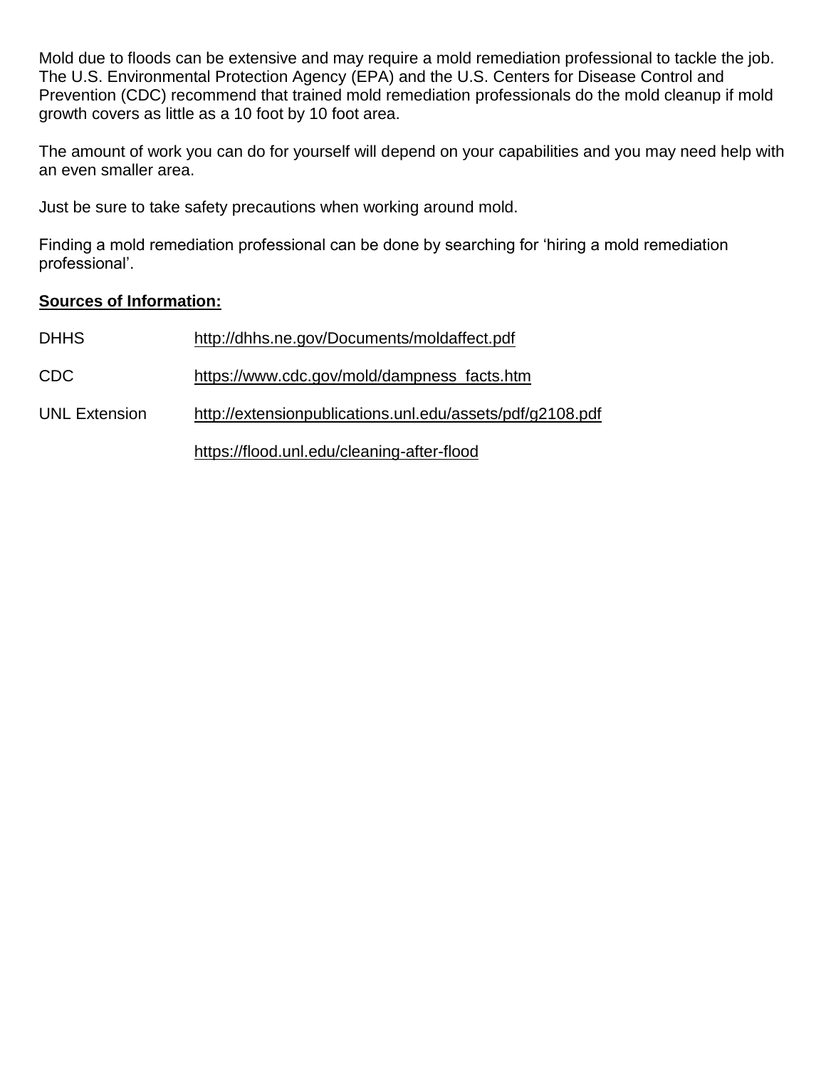Mold due to floods can be extensive and may require a mold remediation professional to tackle the job. The U.S. Environmental Protection Agency (EPA) and the U.S. Centers for Disease Control and Prevention (CDC) recommend that trained mold remediation professionals do the mold cleanup if mold growth covers as little as a 10 foot by 10 foot area.

The amount of work you can do for yourself will depend on your capabilities and you may need help with an even smaller area.

Just be sure to take safety precautions when working around mold.

Finding a mold remediation professional can be done by searching for 'hiring a mold remediation professional'.

**Sources of Information:**

| | |
|---|---|
| DHHS | http://dhhs.ne.gov/Documents/moldaffect.pdf |
| CDC | https://www.cdc.gov/mold/dampness_facts.htm |
| UNL Extension | http://extensionpublications.unl.edu/assets/pdf/g2108.pdf |
| | https://flood.unl.edu/cleaning-after-flood |